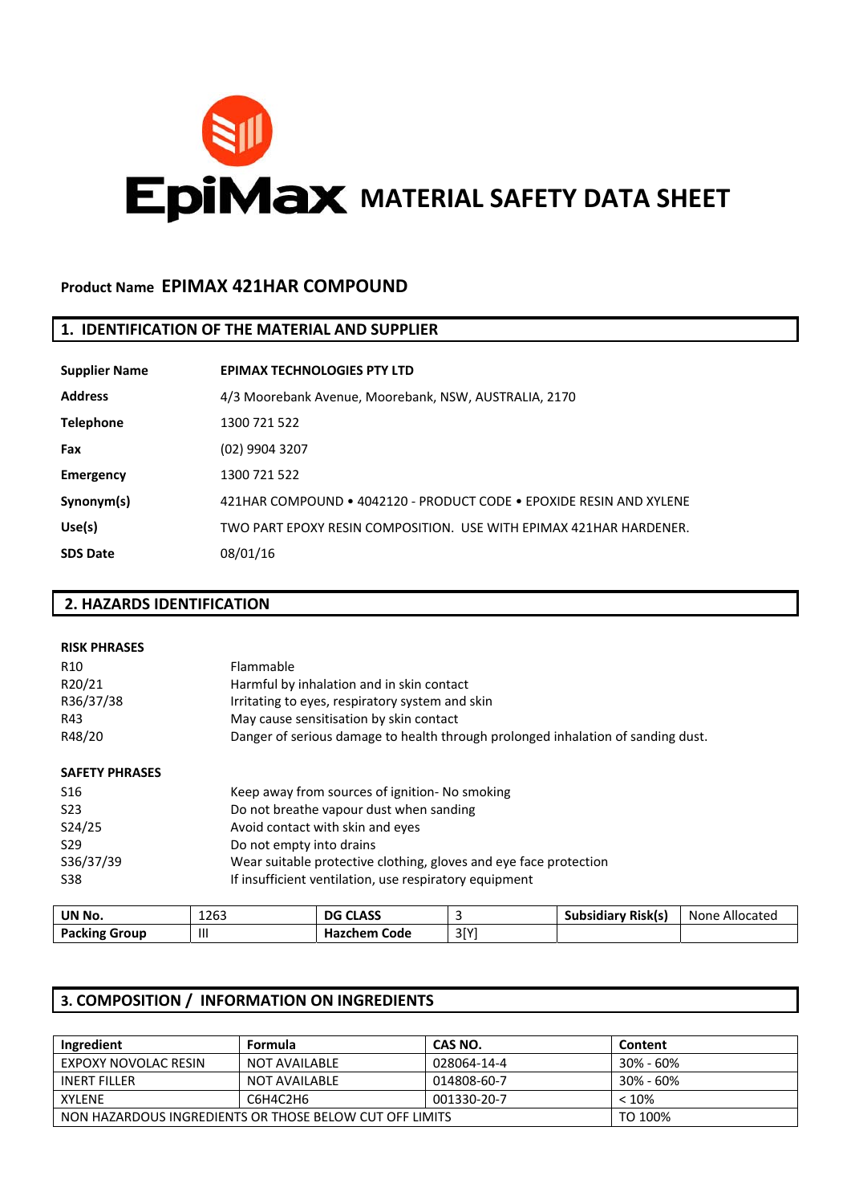# EpiMax MATERIAL SAFETY DATA SHEET

**Product Name** **EPIMAX 421HAR COMPOUND**

## 1. IDENTIFICATION OF THE MATERIAL AND SUPPLIER

| | |
|---|---|
| **Supplier Name** | **EPIMAX TECHNOLOGIES PTY LTD** |
| **Address** | 4/3 Moorebank Avenue, Moorebank, NSW, AUSTRALIA, 2170 |
| **Telephone** | 1300 721 522 |
| **Fax** | (02) 9904 3207 |
| **Emergency** | 1300 721 522 |
| **Synonym(s)** | 421HAR COMPOUND • 4042120 - PRODUCT CODE • EPOXIDE RESIN AND XYLENE |
| **Use(s)** | TWO PART EPOXY RESIN COMPOSITION. USE WITH EPIMAX 421HAR HARDENER. |
| **SDS Date** | 08/01/16 |

## 2. HAZARDS IDENTIFICATION

**RISK PHRASES**

| | |
|---|---|
| R10 | Flammable |
| R20/21 | Harmful by inhalation and in skin contact |
| R36/37/38 | Irritating to eyes, respiratory system and skin |
| R43 | May cause sensitisation by skin contact |
| R48/20 | Danger of serious damage to health through prolonged inhalation of sanding dust. |

**SAFETY PHRASES**

| | |
|---|---|
| S16 | Keep away from sources of ignition- No smoking |
| S23 | Do not breathe vapour dust when sanding |
| S24/25 | Avoid contact with skin and eyes |
| S29 | Do not empty into drains |
| S36/37/39 | Wear suitable protective clothing, gloves and eye face protection |
| S38 | If insufficient ventilation, use respiratory equipment |

| **UN No.** | 1263 | **DG CLASS** | 3 | **Subsidiary Risk(s)** | None Allocated |
|---|---|---|---|---|---|
| **Packing Group** | III | **Hazchem Code** | 3[Y] | | |

## 3. COMPOSITION / INFORMATION ON INGREDIENTS

| **Ingredient** | **Formula** | **CAS NO.** | **Content** |
|---|---|---|---|
| EXPOXY NOVOLAC RESIN | NOT AVAILABLE | 028064-14-4 | 30% - 60% |
| INERT FILLER | NOT AVAILABLE | 014808-60-7 | 30% - 60% |
| XYLENE | C6H4C2H6 | 001330-20-7 | < 10% |
| NON HAZARDOUS INGREDIENTS OR THOSE BELOW CUT OFF LIMITS | | | TO 100% |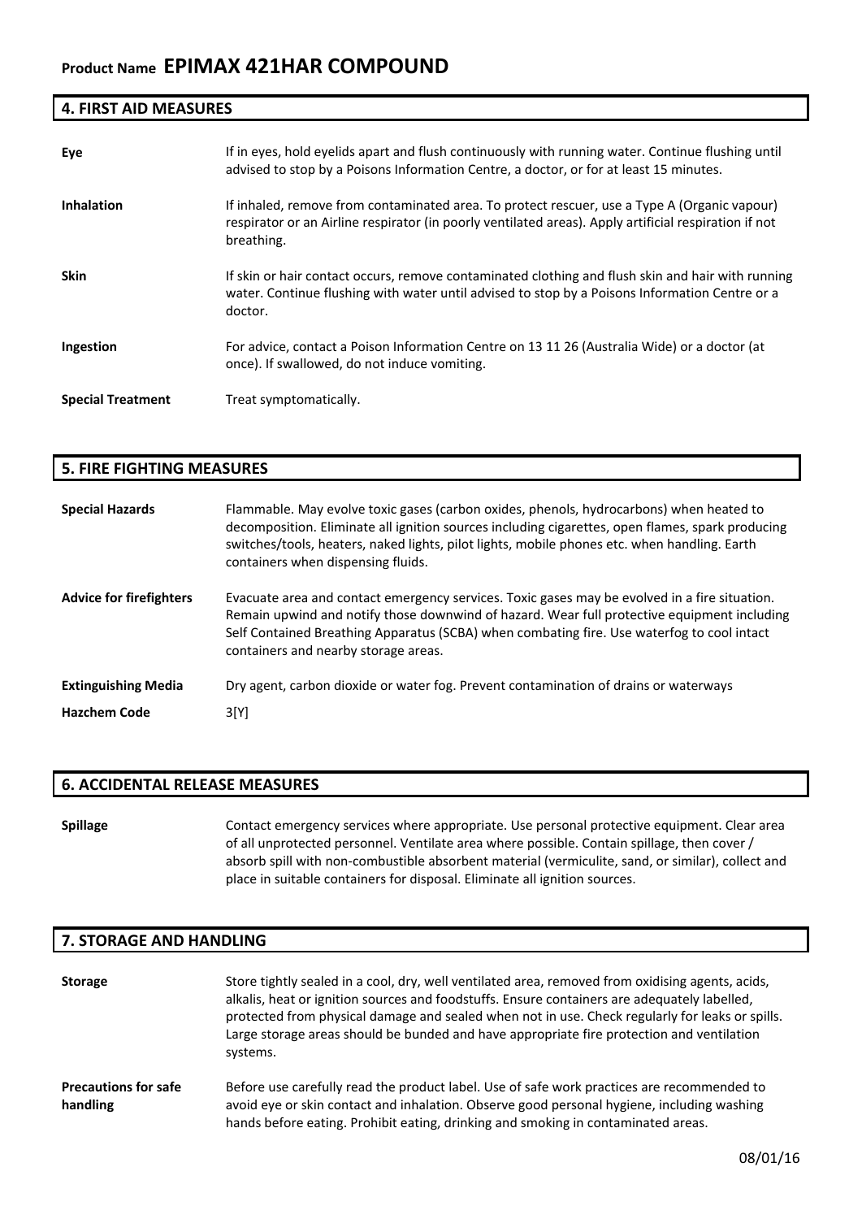**Product Name EPIMAX 421HAR COMPOUND**

## 4. FIRST AID MEASURES

**Eye**
If in eyes, hold eyelids apart and flush continuously with running water. Continue flushing until advised to stop by a Poisons Information Centre, a doctor, or for at least 15 minutes.

**Inhalation**
If inhaled, remove from contaminated area. To protect rescuer, use a Type A (Organic vapour) respirator or an Airline respirator (in poorly ventilated areas). Apply artificial respiration if not breathing.

**Skin**
If skin or hair contact occurs, remove contaminated clothing and flush skin and hair with running water. Continue flushing with water until advised to stop by a Poisons Information Centre or a doctor.

**Ingestion**
For advice, contact a Poison Information Centre on 13 11 26 (Australia Wide) or a doctor (at once). If swallowed, do not induce vomiting.

**Special Treatment**
Treat symptomatically.

## 5. FIRE FIGHTING MEASURES

**Special Hazards**
Flammable. May evolve toxic gases (carbon oxides, phenols, hydrocarbons) when heated to decomposition. Eliminate all ignition sources including cigarettes, open flames, spark producing switches/tools, heaters, naked lights, pilot lights, mobile phones etc. when handling. Earth containers when dispensing fluids.

**Advice for firefighters**
Evacuate area and contact emergency services. Toxic gases may be evolved in a fire situation. Remain upwind and notify those downwind of hazard. Wear full protective equipment including Self Contained Breathing Apparatus (SCBA) when combating fire. Use waterfog to cool intact containers and nearby storage areas.

**Extinguishing Media**
Dry agent, carbon dioxide or water fog. Prevent contamination of drains or waterways

**Hazchem Code**
3[Y]

## 6. ACCIDENTAL RELEASE MEASURES

**Spillage**
Contact emergency services where appropriate. Use personal protective equipment. Clear area of all unprotected personnel. Ventilate area where possible. Contain spillage, then cover / absorb spill with non-combustible absorbent material (vermiculite, sand, or similar), collect and place in suitable containers for disposal. Eliminate all ignition sources.

## 7. STORAGE AND HANDLING

**Storage**
Store tightly sealed in a cool, dry, well ventilated area, removed from oxidising agents, acids, alkalis, heat or ignition sources and foodstuffs. Ensure containers are adequately labelled, protected from physical damage and sealed when not in use. Check regularly for leaks or spills. Large storage areas should be bunded and have appropriate fire protection and ventilation systems.

**Precautions for safe handling**
Before use carefully read the product label. Use of safe work practices are recommended to avoid eye or skin contact and inhalation. Observe good personal hygiene, including washing hands before eating. Prohibit eating, drinking and smoking in contaminated areas.

08/01/16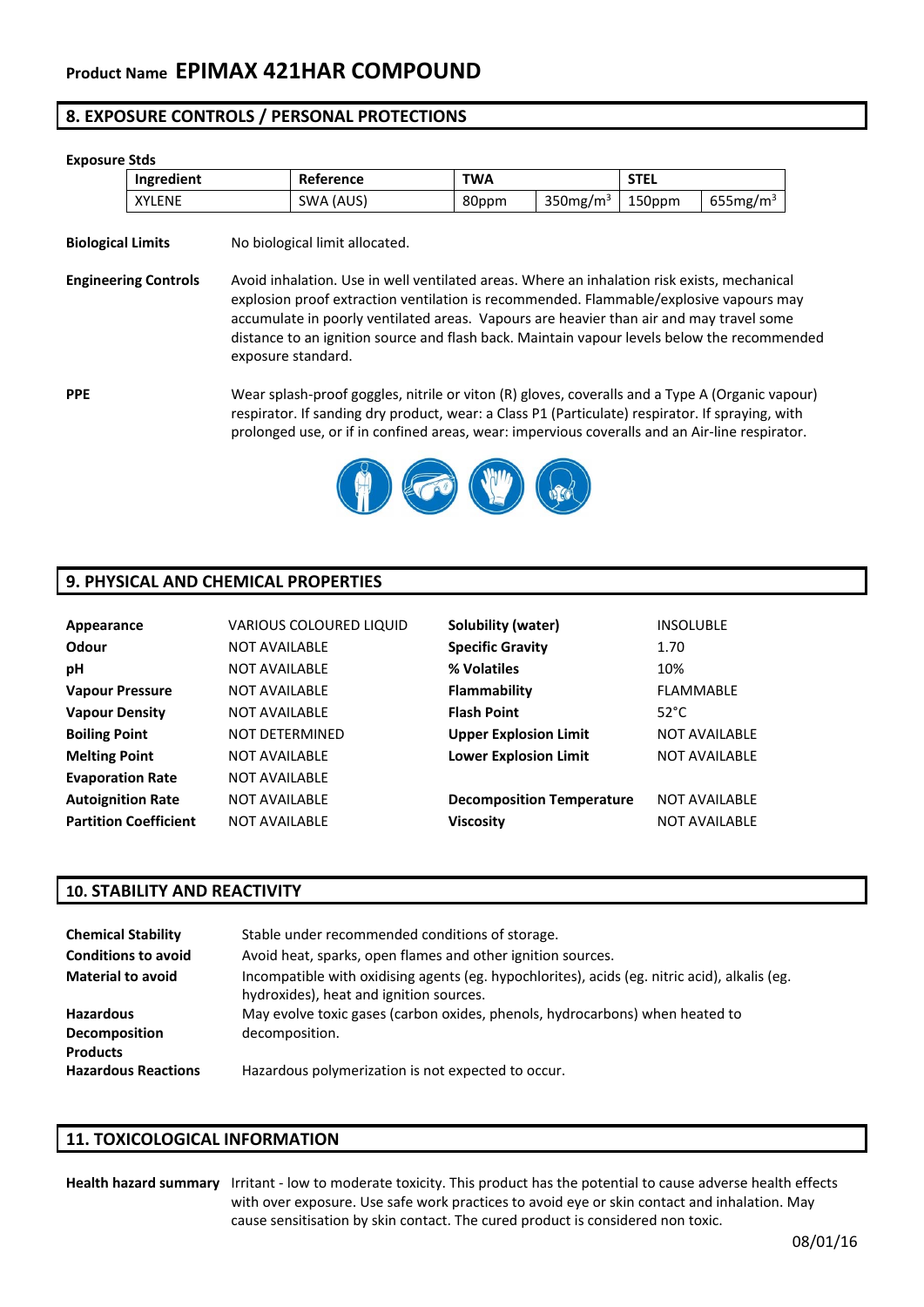**Product Name EPIMAX 421HAR COMPOUND**

## 8. EXPOSURE CONTROLS / PERSONAL PROTECTIONS

**Exposure Stds**

| Ingredient | Reference | TWA | | STEL | |
|---|---|---|---|---|---|
| XYLENE | SWA (AUS) | 80ppm | 350mg/m$^3$ | 150ppm | 655mg/m$^3$ |

**Biological Limits** No biological limit allocated.

**Engineering Controls** Avoid inhalation. Use in well ventilated areas. Where an inhalation risk exists, mechanical explosion proof extraction ventilation is recommended. Flammable/explosive vapours may accumulate in poorly ventilated areas. Vapours are heavier than air and may travel some distance to an ignition source and flash back. Maintain vapour levels below the recommended exposure standard.

**PPE** Wear splash-proof goggles, nitrile or viton (R) gloves, coveralls and a Type A (Organic vapour) respirator. If sanding dry product, wear: a Class P1 (Particulate) respirator. If spraying, with prolonged use, or if in confined areas, wear: impervious coveralls and an Air-line respirator.

## 9. PHYSICAL AND CHEMICAL PROPERTIES

| | | | |
|---|---|---|---|
| **Appearance** | VARIOUS COLOURED LIQUID | **Solubility (water)** | INSOLUBLE |
| **Odour** | NOT AVAILABLE | **Specific Gravity** | 1.70 |
| **pH** | NOT AVAILABLE | **% Volatiles** | 10% |
| **Vapour Pressure** | NOT AVAILABLE | **Flammability** | FLAMMABLE |
| **Vapour Density** | NOT AVAILABLE | **Flash Point** | 52°C |
| **Boiling Point** | NOT DETERMINED | **Upper Explosion Limit** | NOT AVAILABLE |
| **Melting Point** | NOT AVAILABLE | **Lower Explosion Limit** | NOT AVAILABLE |
| **Evaporation Rate** | NOT AVAILABLE | | |
| **Autoignition Rate** | NOT AVAILABLE | **Decomposition Temperature** | NOT AVAILABLE |
| **Partition Coefficient** | NOT AVAILABLE | **Viscosity** | NOT AVAILABLE |

## 10. STABILITY AND REACTIVITY

**Chemical Stability** Stable under recommended conditions of storage.

**Conditions to avoid** Avoid heat, sparks, open flames and other ignition sources.

**Material to avoid** Incompatible with oxidising agents (eg. hypochlorites), acids (eg. nitric acid), alkalis (eg. hydroxides), heat and ignition sources.

**Hazardous Decomposition Products** May evolve toxic gases (carbon oxides, phenols, hydrocarbons) when heated to decomposition.

**Hazardous Reactions** Hazardous polymerization is not expected to occur.

## 11. TOXICOLOGICAL INFORMATION

**Health hazard summary** Irritant - low to moderate toxicity. This product has the potential to cause adverse health effects with over exposure. Use safe work practices to avoid eye or skin contact and inhalation. May cause sensitisation by skin contact. The cured product is considered non toxic.

08/01/16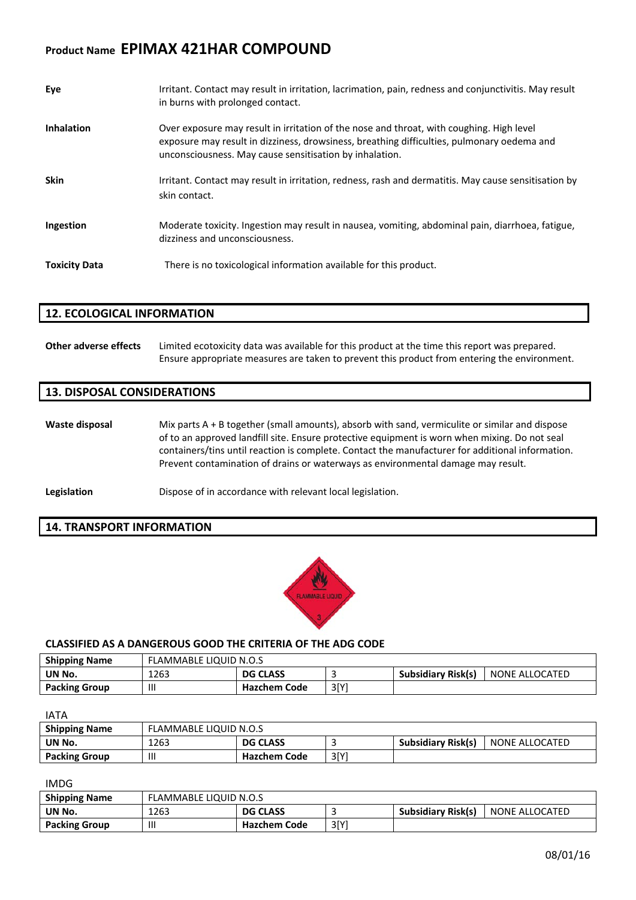**Product Name EPIMAX 421HAR COMPOUND**

**Eye**

Irritant. Contact may result in irritation, lacrimation, pain, redness and conjunctivitis. May result in burns with prolonged contact.

**Inhalation**

Over exposure may result in irritation of the nose and throat, with coughing. High level exposure may result in dizziness, drowsiness, breathing difficulties, pulmonary oedema and unconsciousness. May cause sensitisation by inhalation.

**Skin**

Irritant. Contact may result in irritation, redness, rash and dermatitis. May cause sensitisation by skin contact.

**Ingestion**

Moderate toxicity. Ingestion may result in nausea, vomiting, abdominal pain, diarrhoea, fatigue, dizziness and unconsciousness.

**Toxicity Data**

There is no toxicological information available for this product.

## 12. ECOLOGICAL INFORMATION

**Other adverse effects**

Limited ecotoxicity data was available for this product at the time this report was prepared. Ensure appropriate measures are taken to prevent this product from entering the environment.

## 13. DISPOSAL CONSIDERATIONS

**Waste disposal**

Mix parts A + B together (small amounts), absorb with sand, vermiculite or similar and dispose of to an approved landfill site. Ensure protective equipment is worn when mixing. Do not seal containers/tins until reaction is complete. Contact the manufacturer for additional information. Prevent contamination of drains or waterways as environmental damage may result.

**Legislation**

Dispose of in accordance with relevant local legislation.

## 14. TRANSPORT INFORMATION

FLAMMABLE LIQUID 3

**CLASSIFIED AS A DANGEROUS GOOD THE CRITERIA OF THE ADG CODE**

| **Shipping Name** | FLAMMABLE LIQUID N.O.S | | | | |
|---|---|---|---|---|---|
| **UN No.** | 1263 | **DG CLASS** | 3 | **Subsidiary Risk(s)** | NONE ALLOCATED |
| **Packing Group** | III | **Hazchem Code** | 3[Y] | | |

IATA

| **Shipping Name** | FLAMMABLE LIQUID N.O.S | | | | |
|---|---|---|---|---|---|
| **UN No.** | 1263 | **DG CLASS** | 3 | **Subsidiary Risk(s)** | NONE ALLOCATED |
| **Packing Group** | III | **Hazchem Code** | 3[Y] | | |

IMDG

| **Shipping Name** | FLAMMABLE LIQUID N.O.S | | | | |
|---|---|---|---|---|---|
| **UN No.** | 1263 | **DG CLASS** | 3 | **Subsidiary Risk(s)** | NONE ALLOCATED |
| **Packing Group** | III | **Hazchem Code** | 3[Y] | | |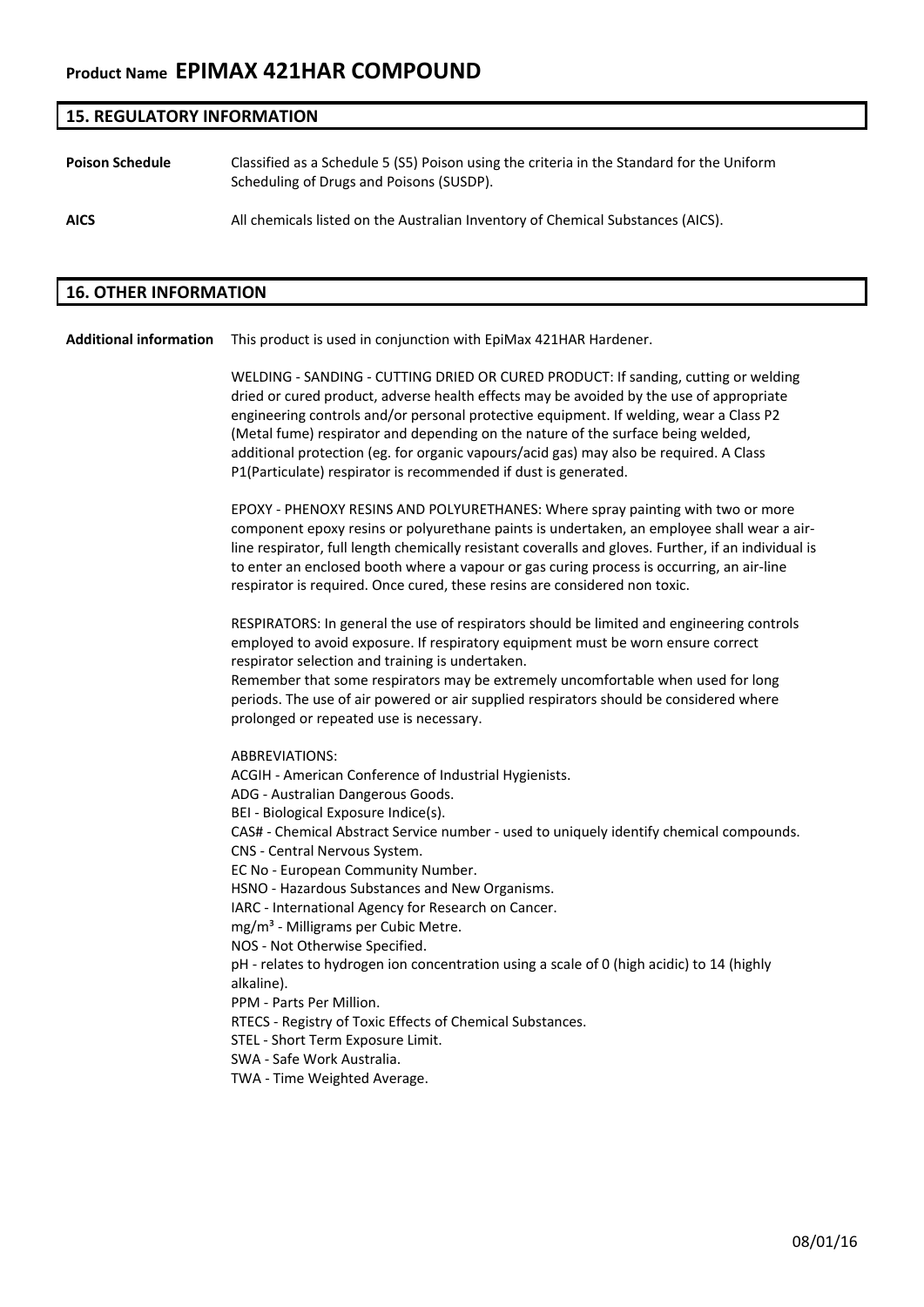**Product Name EPIMAX 421HAR COMPOUND**

## 15. REGULATORY INFORMATION

**Poison Schedule** Classified as a Schedule 5 (S5) Poison using the criteria in the Standard for the Uniform Scheduling of Drugs and Poisons (SUSDP).

**AICS** All chemicals listed on the Australian Inventory of Chemical Substances (AICS).

## 16. OTHER INFORMATION

**Additional information** This product is used in conjunction with EpiMax 421HAR Hardener.

WELDING - SANDING - CUTTING DRIED OR CURED PRODUCT: If sanding, cutting or welding dried or cured product, adverse health effects may be avoided by the use of appropriate engineering controls and/or personal protective equipment. If welding, wear a Class P2 (Metal fume) respirator and depending on the nature of the surface being welded, additional protection (eg. for organic vapours/acid gas) may also be required. A Class P1(Particulate) respirator is recommended if dust is generated.

EPOXY - PHENOXY RESINS AND POLYURETHANES: Where spray painting with two or more component epoxy resins or polyurethane paints is undertaken, an employee shall wear a air-line respirator, full length chemically resistant coveralls and gloves. Further, if an individual is to enter an enclosed booth where a vapour or gas curing process is occurring, an air-line respirator is required. Once cured, these resins are considered non toxic.

RESPIRATORS: In general the use of respirators should be limited and engineering controls employed to avoid exposure. If respiratory equipment must be worn ensure correct respirator selection and training is undertaken.
Remember that some respirators may be extremely uncomfortable when used for long periods. The use of air powered or air supplied respirators should be considered where prolonged or repeated use is necessary.

ABBREVIATIONS:
ACGIH - American Conference of Industrial Hygienists.
ADG - Australian Dangerous Goods.
BEI - Biological Exposure Indice(s).
CAS# - Chemical Abstract Service number - used to uniquely identify chemical compounds.
CNS - Central Nervous System.
EC No - European Community Number.
HSNO - Hazardous Substances and New Organisms.
IARC - International Agency for Research on Cancer.
$mg/m^3$ - Milligrams per Cubic Metre.
NOS - Not Otherwise Specified.
pH - relates to hydrogen ion concentration using a scale of 0 (high acidic) to 14 (highly alkaline).
PPM - Parts Per Million.
RTECS - Registry of Toxic Effects of Chemical Substances.
STEL - Short Term Exposure Limit.
SWA - Safe Work Australia.
TWA - Time Weighted Average.

08/01/16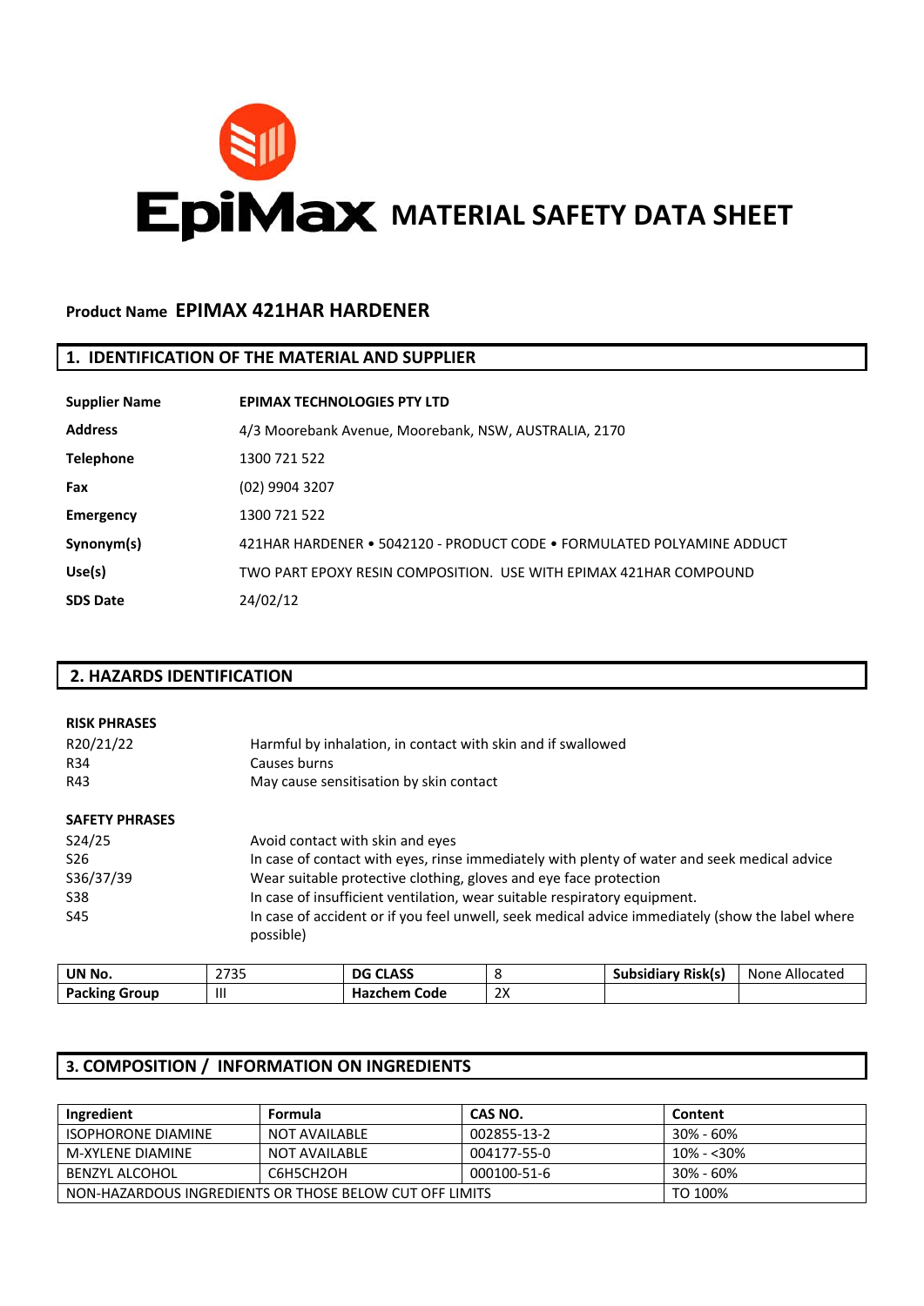# EpiMax MATERIAL SAFETY DATA SHEET

**Product Name** **EPIMAX 421HAR HARDENER**

## 1. IDENTIFICATION OF THE MATERIAL AND SUPPLIER

| | |
|---|---|
| **Supplier Name** | **EPIMAX TECHNOLOGIES PTY LTD** |
| **Address** | 4/3 Moorebank Avenue, Moorebank, NSW, AUSTRALIA, 2170 |
| **Telephone** | 1300 721 522 |
| **Fax** | (02) 9904 3207 |
| **Emergency** | 1300 721 522 |
| **Synonym(s)** | 421HAR HARDENER • 5042120 - PRODUCT CODE • FORMULATED POLYAMINE ADDUCT |
| **Use(s)** | TWO PART EPOXY RESIN COMPOSITION. USE WITH EPIMAX 421HAR COMPOUND |
| **SDS Date** | 24/02/12 |

## 2. HAZARDS IDENTIFICATION

**RISK PHRASES**

| | |
|---|---|
| R20/21/22 | Harmful by inhalation, in contact with skin and if swallowed |
| R34 | Causes burns |
| R43 | May cause sensitisation by skin contact |

**SAFETY PHRASES**

| | |
|---|---|
| S24/25 | Avoid contact with skin and eyes |
| S26 | In case of contact with eyes, rinse immediately with plenty of water and seek medical advice |
| S36/37/39 | Wear suitable protective clothing, gloves and eye face protection |
| S38 | In case of insufficient ventilation, wear suitable respiratory equipment. |
| S45 | In case of accident or if you feel unwell, seek medical advice immediately (show the label where possible) |

| **UN No.** | 2735 | **DG CLASS** | 8 | **Subsidiary Risk(s)** | None Allocated |
|---|---|---|---|---|---|
| **Packing Group** | III | **Hazchem Code** | 2X | | |

## 3. COMPOSITION / INFORMATION ON INGREDIENTS

| Ingredient | Formula | CAS NO. | Content |
|---|---|---|---|
| ISOPHORONE DIAMINE | NOT AVAILABLE | 002855-13-2 | 30% - 60% |
| M-XYLENE DIAMINE | NOT AVAILABLE | 004177-55-0 | 10% - <30% |
| BENZYL ALCOHOL | $C_6H_5CH_2OH$ | 000100-51-6 | 30% - 60% |
| NON-HAZARDOUS INGREDIENTS OR THOSE BELOW CUT OFF LIMITS | | | TO 100% |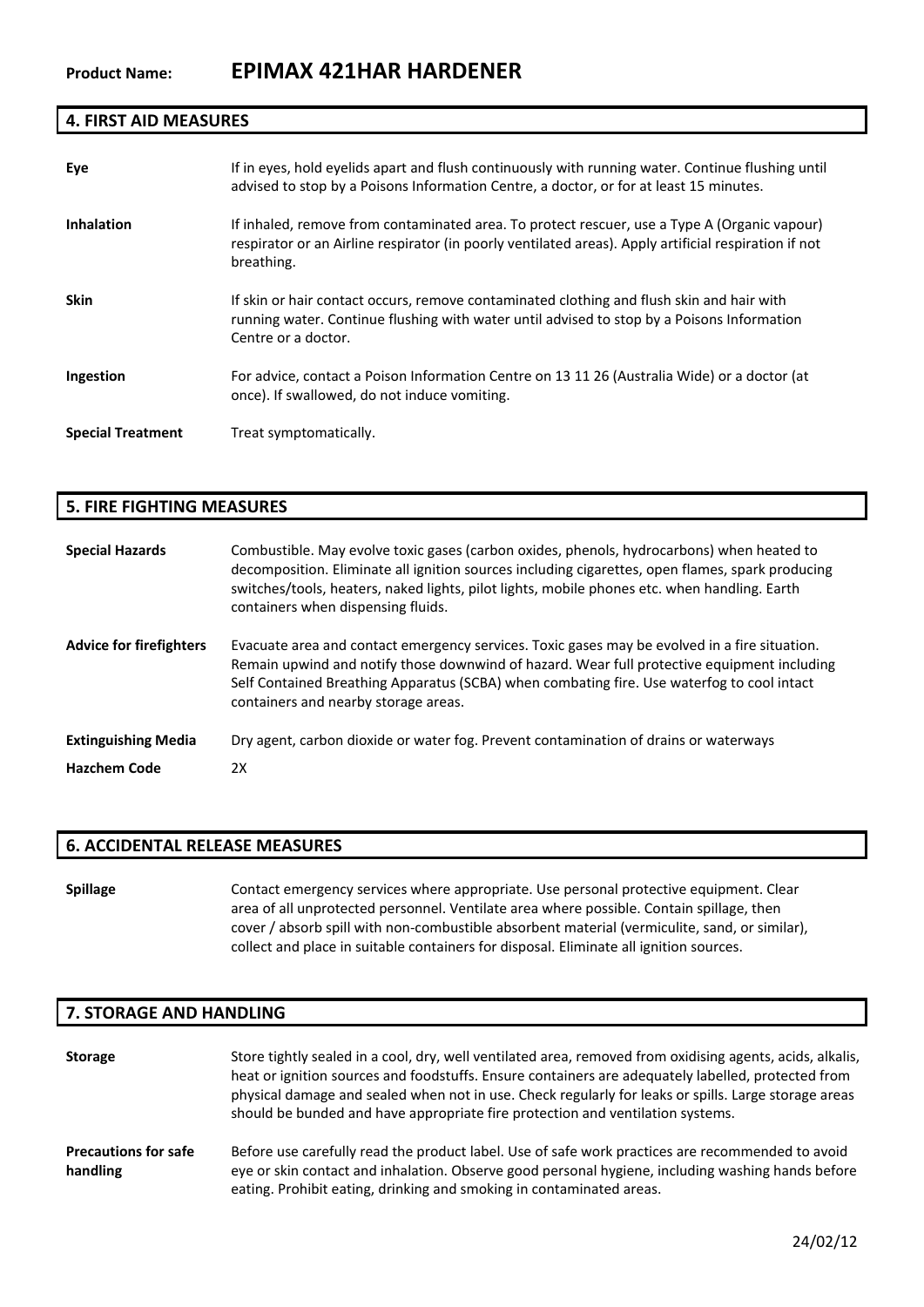**Product Name:** **EPIMAX 421HAR HARDENER**

## 4. FIRST AID MEASURES

**Eye**
If in eyes, hold eyelids apart and flush continuously with running water. Continue flushing until advised to stop by a Poisons Information Centre, a doctor, or for at least 15 minutes.

**Inhalation**
If inhaled, remove from contaminated area. To protect rescuer, use a Type A (Organic vapour) respirator or an Airline respirator (in poorly ventilated areas). Apply artificial respiration if not breathing.

**Skin**
If skin or hair contact occurs, remove contaminated clothing and flush skin and hair with running water. Continue flushing with water until advised to stop by a Poisons Information Centre or a doctor.

**Ingestion**
For advice, contact a Poison Information Centre on 13 11 26 (Australia Wide) or a doctor (at once). If swallowed, do not induce vomiting.

**Special Treatment**
Treat symptomatically.

## 5. FIRE FIGHTING MEASURES

**Special Hazards**
Combustible. May evolve toxic gases (carbon oxides, phenols, hydrocarbons) when heated to decomposition. Eliminate all ignition sources including cigarettes, open flames, spark producing switches/tools, heaters, naked lights, pilot lights, mobile phones etc. when handling. Earth containers when dispensing fluids.

**Advice for firefighters**
Evacuate area and contact emergency services. Toxic gases may be evolved in a fire situation. Remain upwind and notify those downwind of hazard. Wear full protective equipment including Self Contained Breathing Apparatus (SCBA) when combating fire. Use waterfog to cool intact containers and nearby storage areas.

**Extinguishing Media**
Dry agent, carbon dioxide or water fog. Prevent contamination of drains or waterways

**Hazchem Code**
2X

## 6. ACCIDENTAL RELEASE MEASURES

**Spillage**
Contact emergency services where appropriate. Use personal protective equipment. Clear area of all unprotected personnel. Ventilate area where possible. Contain spillage, then cover / absorb spill with non-combustible absorbent material (vermiculite, sand, or similar), collect and place in suitable containers for disposal. Eliminate all ignition sources.

## 7. STORAGE AND HANDLING

**Storage**
Store tightly sealed in a cool, dry, well ventilated area, removed from oxidising agents, acids, alkalis, heat or ignition sources and foodstuffs. Ensure containers are adequately labelled, protected from physical damage and sealed when not in use. Check regularly for leaks or spills. Large storage areas should be bunded and have appropriate fire protection and ventilation systems.

**Precautions for safe handling**
Before use carefully read the product label. Use of safe work practices are recommended to avoid eye or skin contact and inhalation. Observe good personal hygiene, including washing hands before eating. Prohibit eating, drinking and smoking in contaminated areas.

24/02/12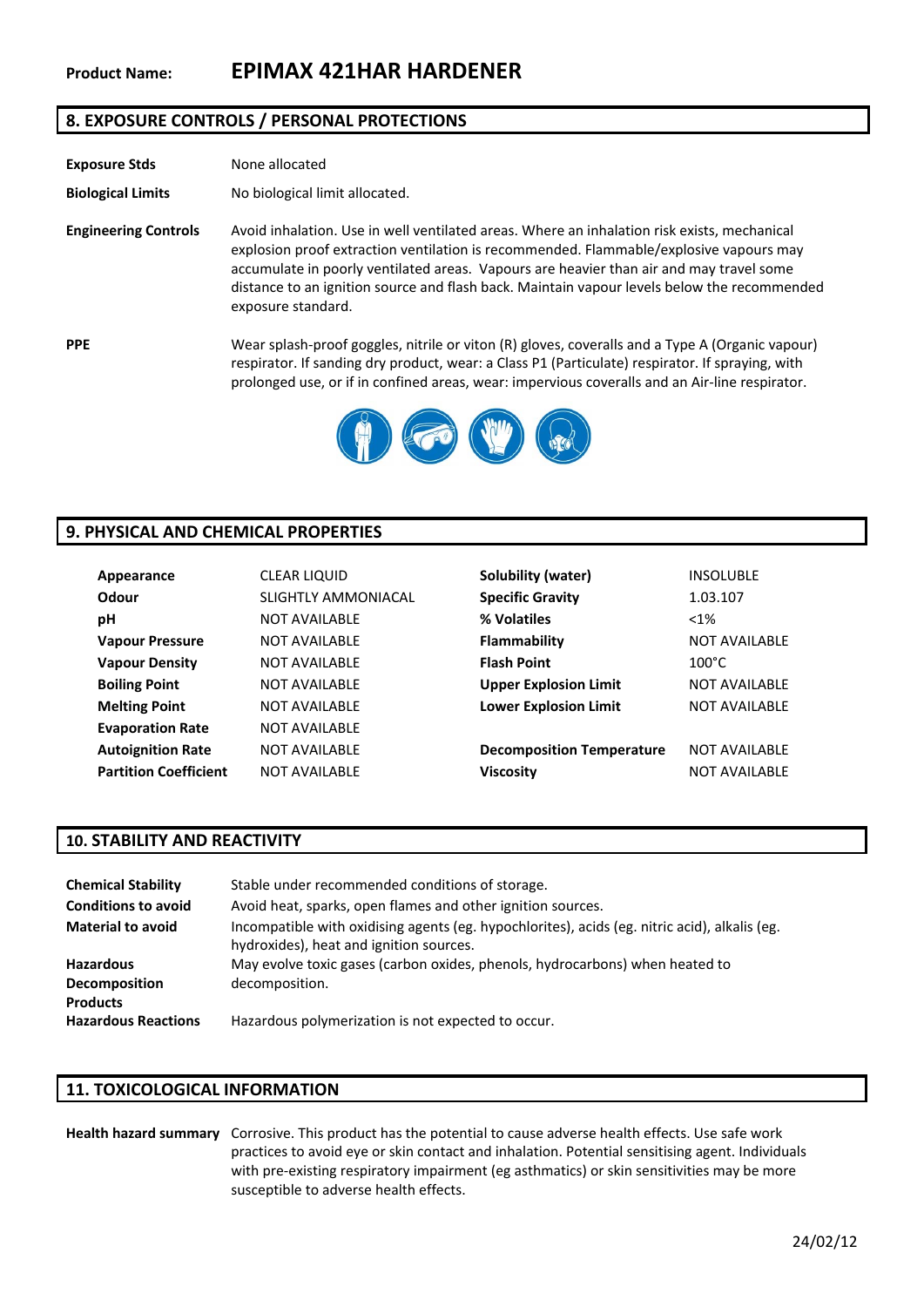**Product Name:** **EPIMAX 421HAR HARDENER**

## 8. EXPOSURE CONTROLS / PERSONAL PROTECTIONS

**Exposure Stds** None allocated

**Biological Limits** No biological limit allocated.

**Engineering Controls** Avoid inhalation. Use in well ventilated areas. Where an inhalation risk exists, mechanical explosion proof extraction ventilation is recommended. Flammable/explosive vapours may accumulate in poorly ventilated areas. Vapours are heavier than air and may travel some distance to an ignition source and flash back. Maintain vapour levels below the recommended exposure standard.

**PPE** Wear splash-proof goggles, nitrile or viton (R) gloves, coveralls and a Type A (Organic vapour) respirator. If sanding dry product, wear: a Class P1 (Particulate) respirator. If spraying, with prolonged use, or if in confined areas, wear: impervious coveralls and an Air-line respirator.

## 9. PHYSICAL AND CHEMICAL PROPERTIES

| | | | |
|---|---|---|---|
| **Appearance** | CLEAR LIQUID | **Solubility (water)** | INSOLUBLE |
| **Odour** | SLIGHTLY AMMONIACAL | **Specific Gravity** | 1.03.107 |
| **pH** | NOT AVAILABLE | **% Volatiles** | <1% |
| **Vapour Pressure** | NOT AVAILABLE | **Flammability** | NOT AVAILABLE |
| **Vapour Density** | NOT AVAILABLE | **Flash Point** | 100°C |
| **Boiling Point** | NOT AVAILABLE | **Upper Explosion Limit** | NOT AVAILABLE |
| **Melting Point** | NOT AVAILABLE | **Lower Explosion Limit** | NOT AVAILABLE |
| **Evaporation Rate** | NOT AVAILABLE | | |
| **Autoignition Rate** | NOT AVAILABLE | **Decomposition Temperature** | NOT AVAILABLE |
| **Partition Coefficient** | NOT AVAILABLE | **Viscosity** | NOT AVAILABLE |

## 10. STABILITY AND REACTIVITY

**Chemical Stability** Stable under recommended conditions of storage.

**Conditions to avoid** Avoid heat, sparks, open flames and other ignition sources.

**Material to avoid** Incompatible with oxidising agents (eg. hypochlorites), acids (eg. nitric acid), alkalis (eg. hydroxides), heat and ignition sources.

**Hazardous Decomposition Products** May evolve toxic gases (carbon oxides, phenols, hydrocarbons) when heated to decomposition.

**Hazardous Reactions** Hazardous polymerization is not expected to occur.

## 11. TOXICOLOGICAL INFORMATION

**Health hazard summary** Corrosive. This product has the potential to cause adverse health effects. Use safe work practices to avoid eye or skin contact and inhalation. Potential sensitising agent. Individuals with pre-existing respiratory impairment (eg asthmatics) or skin sensitivities may be more susceptible to adverse health effects.

24/02/12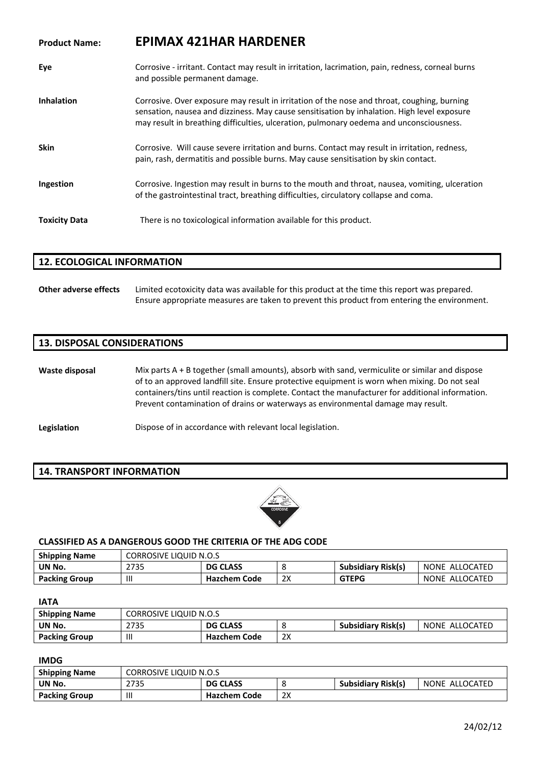**Product Name:** **EPIMAX 421HAR HARDENER**

**Eye** Corrosive - irritant. Contact may result in irritation, lacrimation, pain, redness, corneal burns and possible permanent damage.

**Inhalation** Corrosive. Over exposure may result in irritation of the nose and throat, coughing, burning sensation, nausea and dizziness. May cause sensitisation by inhalation. High level exposure may result in breathing difficulties, ulceration, pulmonary oedema and unconsciousness.

**Skin** Corrosive. Will cause severe irritation and burns. Contact may result in irritation, redness, pain, rash, dermatitis and possible burns. May cause sensitisation by skin contact.

**Ingestion** Corrosive. Ingestion may result in burns to the mouth and throat, nausea, vomiting, ulceration of the gastrointestinal tract, breathing difficulties, circulatory collapse and coma.

**Toxicity Data** There is no toxicological information available for this product.

## 12. ECOLOGICAL INFORMATION

**Other adverse effects** Limited ecotoxicity data was available for this product at the time this report was prepared. Ensure appropriate measures are taken to prevent this product from entering the environment.

## 13. DISPOSAL CONSIDERATIONS

**Waste disposal** Mix parts A + B together (small amounts), absorb with sand, vermiculite or similar and dispose of to an approved landfill site. Ensure protective equipment is worn when mixing. Do not seal containers/tins until reaction is complete. Contact the manufacturer for additional information. Prevent contamination of drains or waterways as environmental damage may result.

**Legislation** Dispose of in accordance with relevant local legislation.

## 14. TRANSPORT INFORMATION

### CLASSIFIED AS A DANGEROUS GOOD THE CRITERIA OF THE ADG CODE

| Shipping Name | CORROSIVE LIQUID N.O.S | | | | |
|---|---|---|---|---|---|
| UN No. | 2735 | DG CLASS | 8 | Subsidiary Risk(s) | NONE ALLOCATED |
| Packing Group | III | Hazchem Code | 2X | GTEPG | NONE ALLOCATED |

### IATA

| Shipping Name | CORROSIVE LIQUID N.O.S | | | | |
|---|---|---|---|---|---|
| UN No. | 2735 | DG CLASS | 8 | Subsidiary Risk(s) | NONE ALLOCATED |
| Packing Group | III | Hazchem Code | 2X | | |

### IMDG

| Shipping Name | CORROSIVE LIQUID N.O.S | | | | |
|---|---|---|---|---|---|
| UN No. | 2735 | DG CLASS | 8 | Subsidiary Risk(s) | NONE ALLOCATED |
| Packing Group | III | Hazchem Code | 2X | | |

24/02/12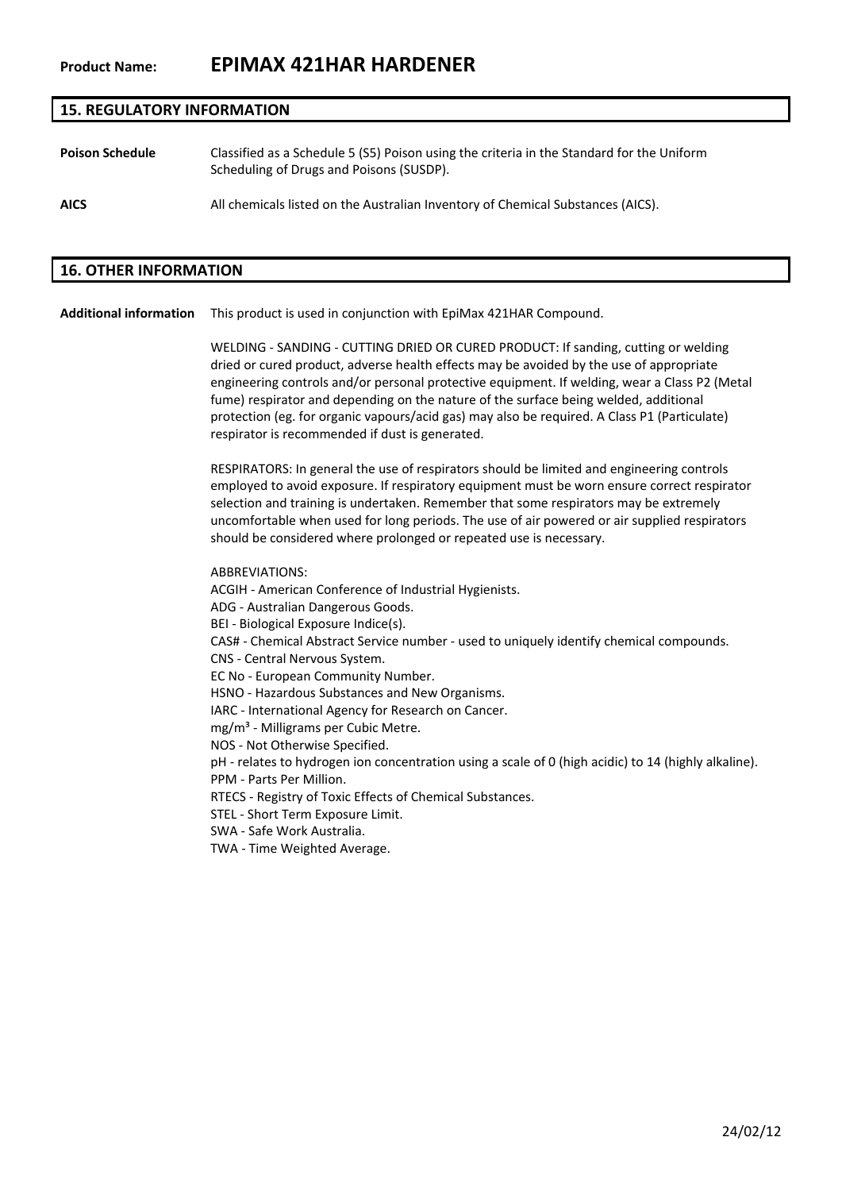**Product Name:** **EPIMAX 421HAR HARDENER**

## 15. REGULATORY INFORMATION

**Poison Schedule** Classified as a Schedule 5 (S5) Poison using the criteria in the Standard for the Uniform Scheduling of Drugs and Poisons (SUSDP).

**AICS** All chemicals listed on the Australian Inventory of Chemical Substances (AICS).

## 16. OTHER INFORMATION

**Additional information** This product is used in conjunction with EpiMax 421HAR Compound.

WELDING - SANDING - CUTTING DRIED OR CURED PRODUCT: If sanding, cutting or welding dried or cured product, adverse health effects may be avoided by the use of appropriate engineering controls and/or personal protective equipment. If welding, wear a Class P2 (Metal fume) respirator and depending on the nature of the surface being welded, additional protection (eg. for organic vapours/acid gas) may also be required. A Class P1 (Particulate) respirator is recommended if dust is generated.

RESPIRATORS: In general the use of respirators should be limited and engineering controls employed to avoid exposure. If respiratory equipment must be worn ensure correct respirator selection and training is undertaken. Remember that some respirators may be extremely uncomfortable when used for long periods. The use of air powered or air supplied respirators should be considered where prolonged or repeated use is necessary.

ABBREVIATIONS:
ACGIH - American Conference of Industrial Hygienists.
ADG - Australian Dangerous Goods.
BEI - Biological Exposure Indice(s).
CAS# - Chemical Abstract Service number - used to uniquely identify chemical compounds.
CNS - Central Nervous System.
EC No - European Community Number.
HSNO - Hazardous Substances and New Organisms.
IARC - International Agency for Research on Cancer.
$mg/m^3$ - Milligrams per Cubic Metre.
NOS - Not Otherwise Specified.
pH - relates to hydrogen ion concentration using a scale of 0 (high acidic) to 14 (highly alkaline).
PPM - Parts Per Million.
RTECS - Registry of Toxic Effects of Chemical Substances.
STEL - Short Term Exposure Limit.
SWA - Safe Work Australia.
TWA - Time Weighted Average.

24/02/12